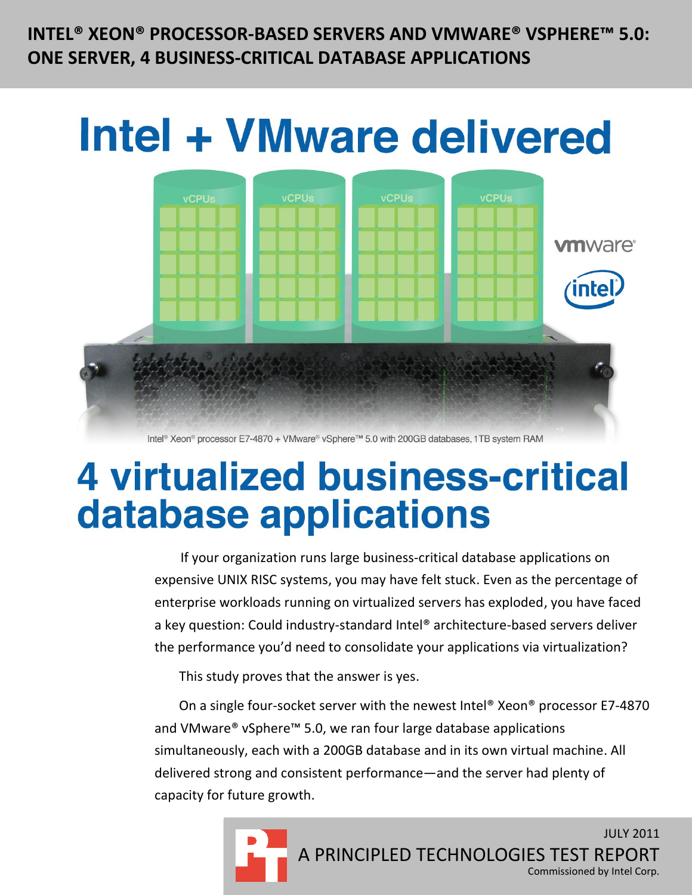INTEL® XEON® PROCESSOR-BASED SERVERS AND VMWARE® VSPHERE™ 5.0: ONE SERVER, 4 BUSINESS-CRITICAL DATABASE APPLICATIONS

# Intel + VMware delivered

vCPUs vCPUs vCPUs vCPUs

vmware

intel

Intel® Xeon® processor E7-4870 + VMware® vSphere™ 5.0 with 200GB databases, 1TB system RAM

# 4 virtualized business-critical database applications

If your organization runs large business-critical database applications on expensive UNIX RISC systems, you may have felt stuck. Even as the percentage of enterprise workloads running on virtualized servers has exploded, you have faced a key question: Could industry-standard Intel® architecture-based servers deliver the performance you'd need to consolidate your applications via virtualization?

This study proves that the answer is yes.

On a single four-socket server with the newest Intel® Xeon® processor E7-4870 and VMware® vSphere™ 5.0, we ran four large database applications simultaneously, each with a 200GB database and in its own virtual machine. All delivered strong and consistent performance—and the server had plenty of capacity for future growth.

JULY 2011

A PRINCIPLED TECHNOLOGIES TEST REPORT

Commissioned by Intel Corp.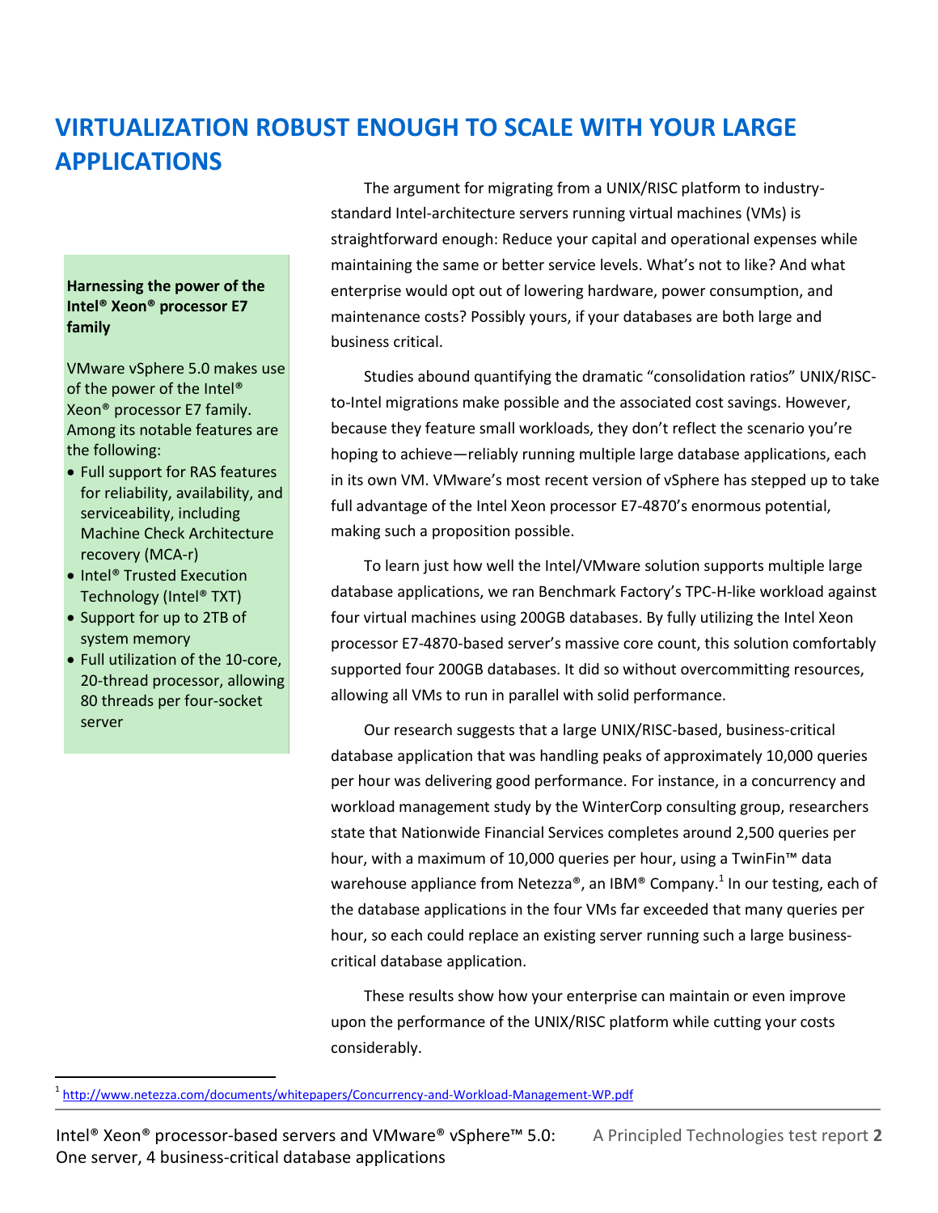# VIRTUALIZATION ROBUST ENOUGH TO SCALE WITH YOUR LARGE APPLICATIONS

The argument for migrating from a UNIX/RISC platform to industry-standard Intel-architecture servers running virtual machines (VMs) is straightforward enough: Reduce your capital and operational expenses while maintaining the same or better service levels. What's not to like? And what enterprise would opt out of lowering hardware, power consumption, and maintenance costs? Possibly yours, if your databases are both large and business critical.

Studies abound quantifying the dramatic "consolidation ratios" UNIX/RISC-to-Intel migrations make possible and the associated cost savings. However, because they feature small workloads, they don't reflect the scenario you're hoping to achieve—reliably running multiple large database applications, each in its own VM. VMware's most recent version of vSphere has stepped up to take full advantage of the Intel Xeon processor E7-4870's enormous potential, making such a proposition possible.

To learn just how well the Intel/VMware solution supports multiple large database applications, we ran Benchmark Factory's TPC-H-like workload against four virtual machines using 200GB databases. By fully utilizing the Intel Xeon processor E7-4870-based server's massive core count, this solution comfortably supported four 200GB databases. It did so without overcommitting resources, allowing all VMs to run in parallel with solid performance.

Our research suggests that a large UNIX/RISC-based, business-critical database application that was handling peaks of approximately 10,000 queries per hour was delivering good performance. For instance, in a concurrency and workload management study by the WinterCorp consulting group, researchers state that Nationwide Financial Services completes around 2,500 queries per hour, with a maximum of 10,000 queries per hour, using a TwinFin™ data warehouse appliance from Netezza®, an IBM® Company.[1] In our testing, each of the database applications in the four VMs far exceeded that many queries per hour, so each could replace an existing server running such a large business-critical database application.

These results show how your enterprise can maintain or even improve upon the performance of the UNIX/RISC platform while cutting your costs considerably.

**Harnessing the power of the Intel® Xeon® processor E7 family**

VMware vSphere 5.0 makes use of the power of the Intel® Xeon® processor E7 family. Among its notable features are the following:

- Full support for RAS features for reliability, availability, and serviceability, including Machine Check Architecture recovery (MCA-r)
- Intel® Trusted Execution Technology (Intel® TXT)
- Support for up to 2TB of system memory
- Full utilization of the 10-core, 20-thread processor, allowing 80 threads per four-socket server

[1] http://www.netezza.com/documents/whitepapers/Concurrency-and-Workload-Management-WP.pdf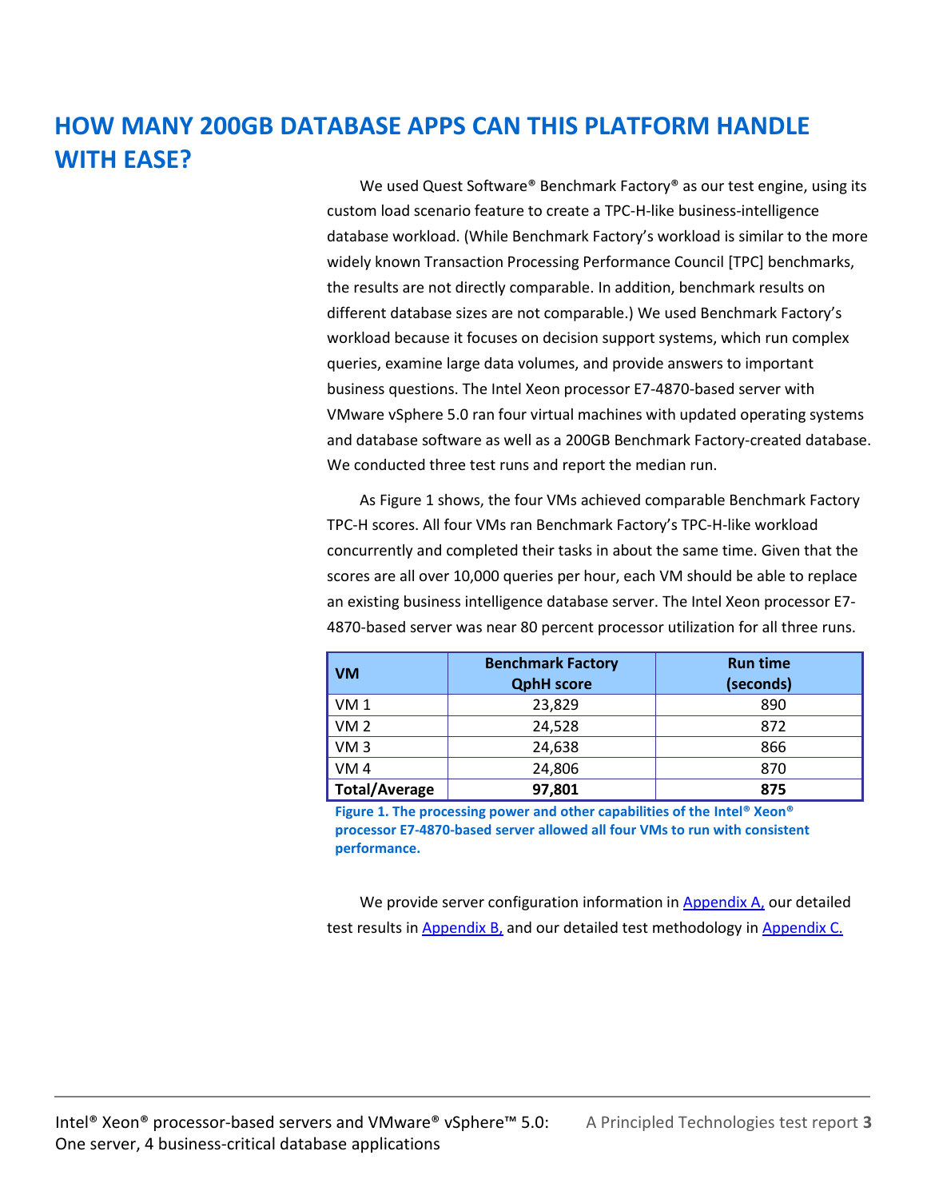# HOW MANY 200GB DATABASE APPS CAN THIS PLATFORM HANDLE WITH EASE?

We used Quest Software® Benchmark Factory® as our test engine, using its custom load scenario feature to create a TPC-H-like business-intelligence database workload. (While Benchmark Factory's workload is similar to the more widely known Transaction Processing Performance Council [TPC] benchmarks, the results are not directly comparable. In addition, benchmark results on different database sizes are not comparable.) We used Benchmark Factory's workload because it focuses on decision support systems, which run complex queries, examine large data volumes, and provide answers to important business questions. The Intel Xeon processor E7-4870-based server with VMware vSphere 5.0 ran four virtual machines with updated operating systems and database software as well as a 200GB Benchmark Factory-created database. We conducted three test runs and report the median run.

As Figure 1 shows, the four VMs achieved comparable Benchmark Factory TPC-H scores. All four VMs ran Benchmark Factory's TPC-H-like workload concurrently and completed their tasks in about the same time. Given that the scores are all over 10,000 queries per hour, each VM should be able to replace an existing business intelligence database server. The Intel Xeon processor E7-4870-based server was near 80 percent processor utilization for all three runs.

| VM | Benchmark Factory QphH score | Run time (seconds) |
|---|---|---|
| VM 1 | 23,829 | 890 |
| VM 2 | 24,528 | 872 |
| VM 3 | 24,638 | 866 |
| VM 4 | 24,806 | 870 |
| **Total/Average** | **97,801** | **875** |

**Figure 1. The processing power and other capabilities of the Intel® Xeon® processor E7-4870-based server allowed all four VMs to run with consistent performance.**

We provide server configuration information in Appendix A, our detailed test results in Appendix B, and our detailed test methodology in Appendix C.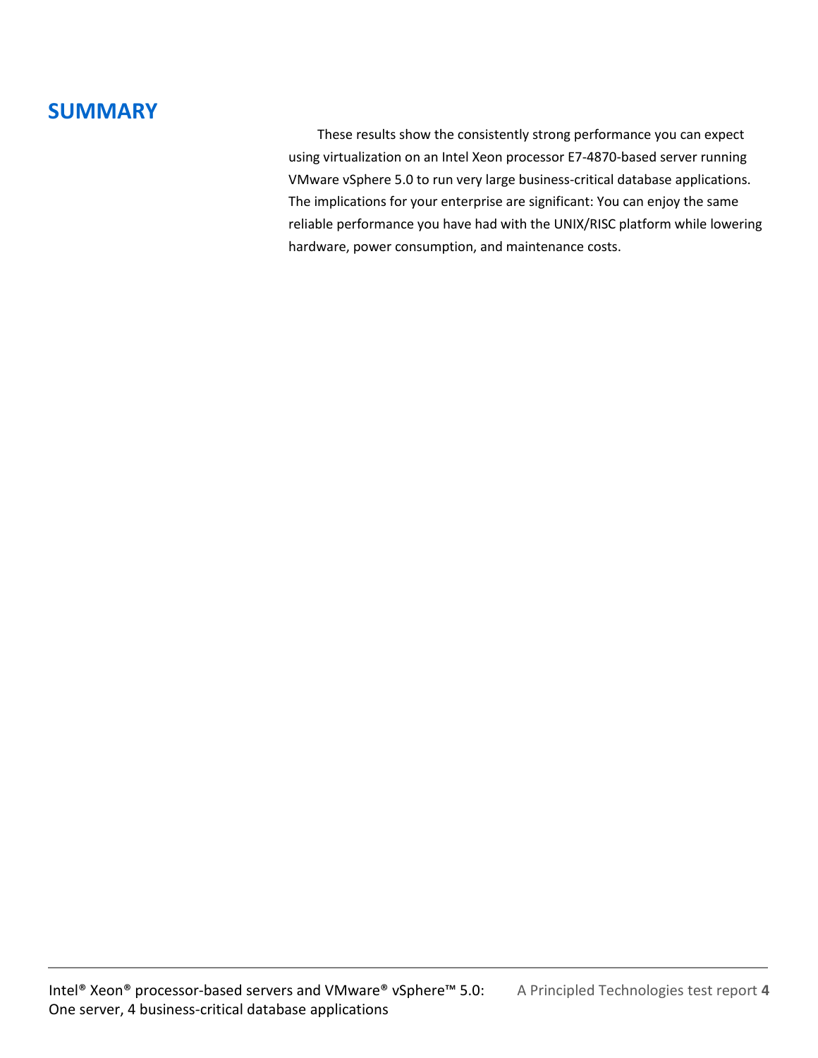## SUMMARY

These results show the consistently strong performance you can expect using virtualization on an Intel Xeon processor E7-4870-based server running VMware vSphere 5.0 to run very large business-critical database applications. The implications for your enterprise are significant: You can enjoy the same reliable performance you have had with the UNIX/RISC platform while lowering hardware, power consumption, and maintenance costs.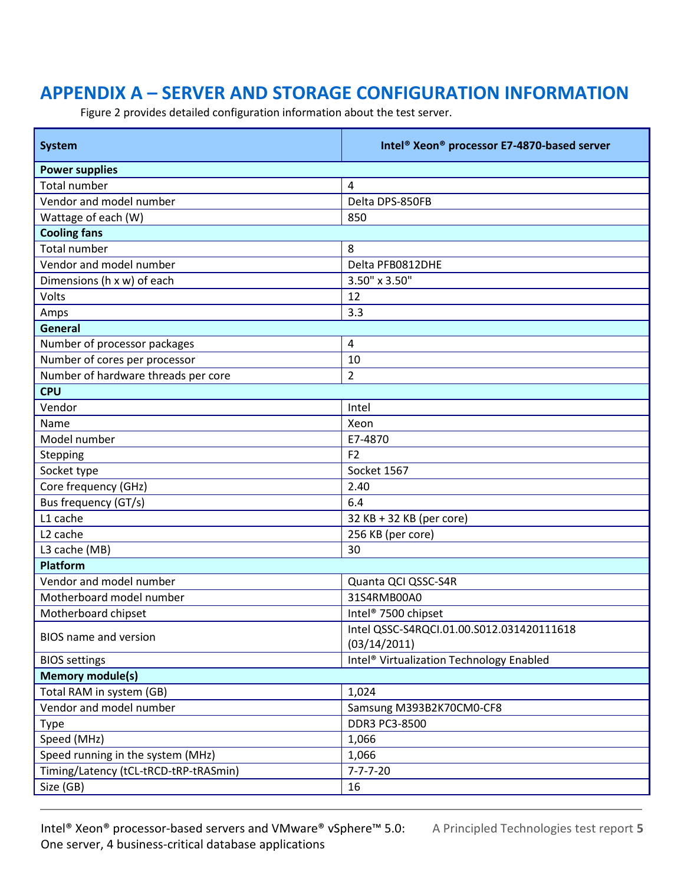# APPENDIX A – SERVER AND STORAGE CONFIGURATION INFORMATION

Figure 2 provides detailed configuration information about the test server.

| System | Intel® Xeon® processor E7-4870-based server |
| --- | --- |
| **Power supplies** | |
| Total number | 4 |
| Vendor and model number | Delta DPS-850FB |
| Wattage of each (W) | 850 |
| **Cooling fans** | |
| Total number | 8 |
| Vendor and model number | Delta PFB0812DHE |
| Dimensions (h x w) of each | 3.50" x 3.50" |
| Volts | 12 |
| Amps | 3.3 |
| **General** | |
| Number of processor packages | 4 |
| Number of cores per processor | 10 |
| Number of hardware threads per core | 2 |
| **CPU** | |
| Vendor | Intel |
| Name | Xeon |
| Model number | E7-4870 |
| Stepping | F2 |
| Socket type | Socket 1567 |
| Core frequency (GHz) | 2.40 |
| Bus frequency (GT/s) | 6.4 |
| L1 cache | 32 KB + 32 KB (per core) |
| L2 cache | 256 KB (per core) |
| L3 cache (MB) | 30 |
| **Platform** | |
| Vendor and model number | Quanta QCI QSSC-S4R |
| Motherboard model number | 31S4RMB00A0 |
| Motherboard chipset | Intel® 7500 chipset |
| BIOS name and version | Intel QSSC-S4RQCI.01.00.S012.031420111618 (03/14/2011) |
| BIOS settings | Intel® Virtualization Technology Enabled |
| **Memory module(s)** | |
| Total RAM in system (GB) | 1,024 |
| Vendor and model number | Samsung M393B2K70CM0-CF8 |
| Type | DDR3 PC3-8500 |
| Speed (MHz) | 1,066 |
| Speed running in the system (MHz) | 1,066 |
| Timing/Latency (tCL-tRCD-tRP-tRASmin) | 7-7-7-20 |
| Size (GB) | 16 |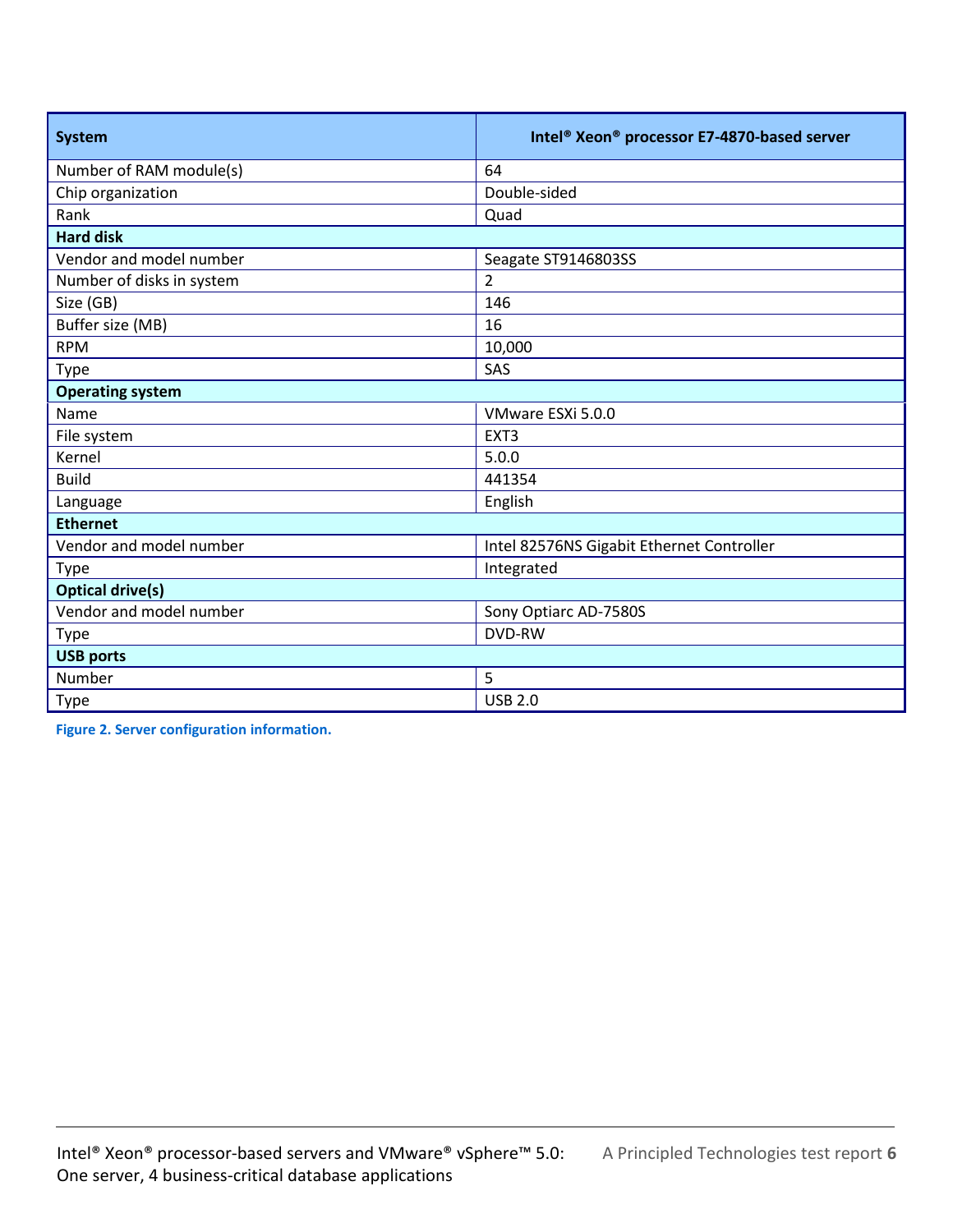| System | Intel® Xeon® processor E7-4870-based server |
|---|---|
| Number of RAM module(s) | 64 |
| Chip organization | Double-sided |
| Rank | Quad |
| **Hard disk** | |
| Vendor and model number | Seagate ST9146803SS |
| Number of disks in system | 2 |
| Size (GB) | 146 |
| Buffer size (MB) | 16 |
| RPM | 10,000 |
| Type | SAS |
| **Operating system** | |
| Name | VMware ESXi 5.0.0 |
| File system | EXT3 |
| Kernel | 5.0.0 |
| Build | 441354 |
| Language | English |
| **Ethernet** | |
| Vendor and model number | Intel 82576NS Gigabit Ethernet Controller |
| Type | Integrated |
| **Optical drive(s)** | |
| Vendor and model number | Sony Optiarc AD-7580S |
| Type | DVD-RW |
| **USB ports** | |
| Number | 5 |
| Type | USB 2.0 |

Figure 2. Server configuration information.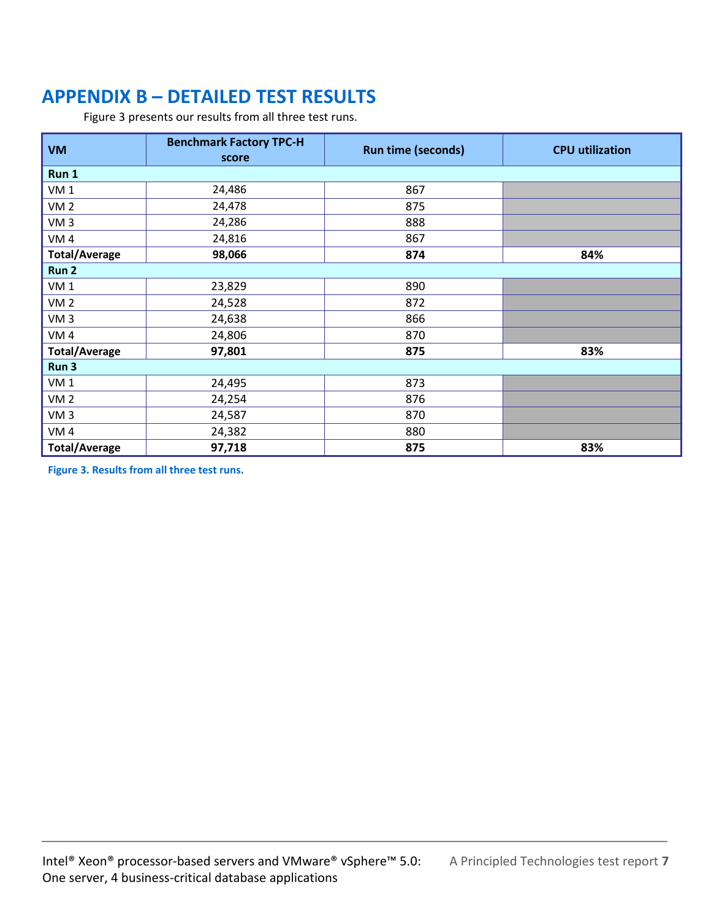# APPENDIX B – DETAILED TEST RESULTS

Figure 3 presents our results from all three test runs.

| VM | Benchmark Factory TPC-H score | Run time (seconds) | CPU utilization |
|---|---|---|---|
| **Run 1** | | | |
| VM 1 | 24,486 | 867 | |
| VM 2 | 24,478 | 875 | |
| VM 3 | 24,286 | 888 | |
| VM 4 | 24,816 | 867 | |
| **Total/Average** | **98,066** | **874** | **84%** |
| **Run 2** | | | |
| VM 1 | 23,829 | 890 | |
| VM 2 | 24,528 | 872 | |
| VM 3 | 24,638 | 866 | |
| VM 4 | 24,806 | 870 | |
| **Total/Average** | **97,801** | **875** | **83%** |
| **Run 3** | | | |
| VM 1 | 24,495 | 873 | |
| VM 2 | 24,254 | 876 | |
| VM 3 | 24,587 | 870 | |
| VM 4 | 24,382 | 880 | |
| **Total/Average** | **97,718** | **875** | **83%** |

**Figure 3. Results from all three test runs.**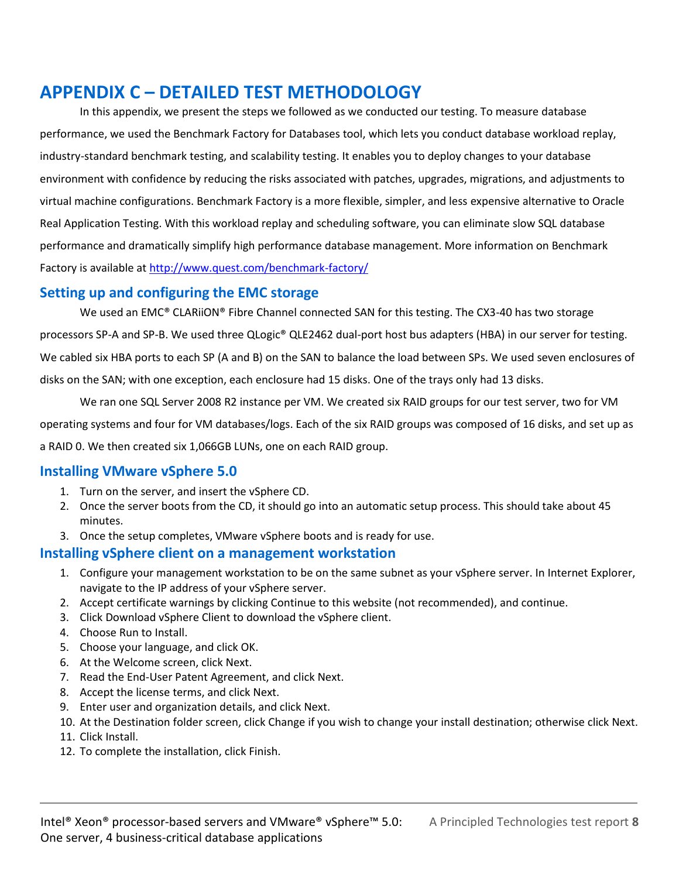# APPENDIX C – DETAILED TEST METHODOLOGY

In this appendix, we present the steps we followed as we conducted our testing. To measure database performance, we used the Benchmark Factory for Databases tool, which lets you conduct database workload replay, industry-standard benchmark testing, and scalability testing. It enables you to deploy changes to your database environment with confidence by reducing the risks associated with patches, upgrades, migrations, and adjustments to virtual machine configurations. Benchmark Factory is a more flexible, simpler, and less expensive alternative to Oracle Real Application Testing. With this workload replay and scheduling software, you can eliminate slow SQL database performance and dramatically simplify high performance database management. More information on Benchmark Factory is available at http://www.quest.com/benchmark-factory/

## Setting up and configuring the EMC storage

We used an EMC® CLARiiON® Fibre Channel connected SAN for this testing. The CX3-40 has two storage processors SP-A and SP-B. We used three QLogic® QLE2462 dual-port host bus adapters (HBA) in our server for testing. We cabled six HBA ports to each SP (A and B) on the SAN to balance the load between SPs. We used seven enclosures of disks on the SAN; with one exception, each enclosure had 15 disks. One of the trays only had 13 disks.

We ran one SQL Server 2008 R2 instance per VM. We created six RAID groups for our test server, two for VM operating systems and four for VM databases/logs. Each of the six RAID groups was composed of 16 disks, and set up as a RAID 0. We then created six 1,066GB LUNs, one on each RAID group.

## Installing VMware vSphere 5.0

1. Turn on the server, and insert the vSphere CD.
2. Once the server boots from the CD, it should go into an automatic setup process. This should take about 45 minutes.
3. Once the setup completes, VMware vSphere boots and is ready for use.

## Installing vSphere client on a management workstation

1. Configure your management workstation to be on the same subnet as your vSphere server. In Internet Explorer, navigate to the IP address of your vSphere server.
2. Accept certificate warnings by clicking Continue to this website (not recommended), and continue.
3. Click Download vSphere Client to download the vSphere client.
4. Choose Run to Install.
5. Choose your language, and click OK.
6. At the Welcome screen, click Next.
7. Read the End-User Patent Agreement, and click Next.
8. Accept the license terms, and click Next.
9. Enter user and organization details, and click Next.
10. At the Destination folder screen, click Change if you wish to change your install destination; otherwise click Next.
11. Click Install.
12. To complete the installation, click Finish.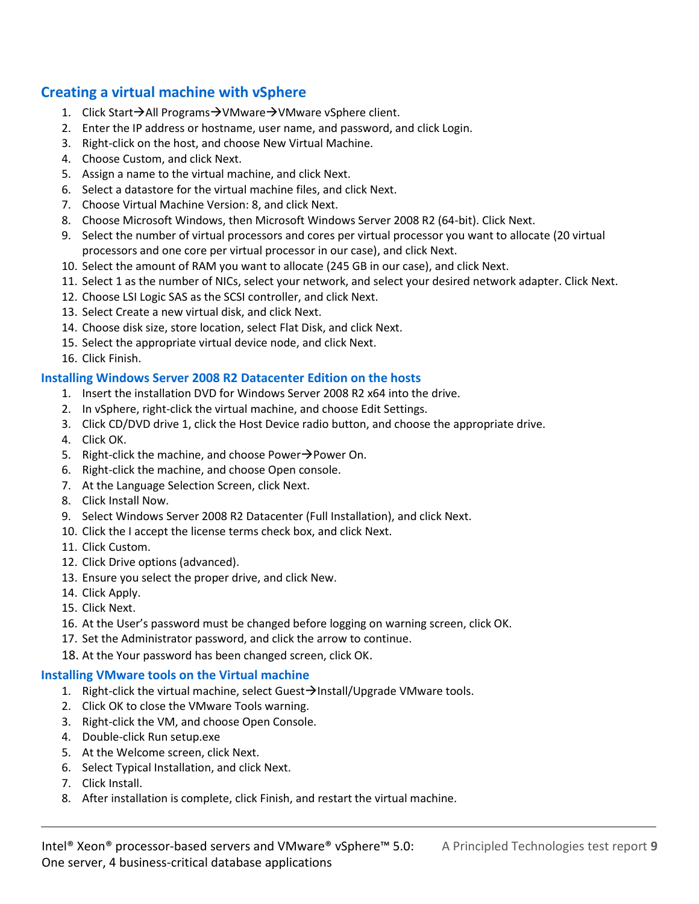## Creating a virtual machine with vSphere

1. Click Start→All Programs→VMware→VMware vSphere client.
2. Enter the IP address or hostname, user name, and password, and click Login.
3. Right-click on the host, and choose New Virtual Machine.
4. Choose Custom, and click Next.
5. Assign a name to the virtual machine, and click Next.
6. Select a datastore for the virtual machine files, and click Next.
7. Choose Virtual Machine Version: 8, and click Next.
8. Choose Microsoft Windows, then Microsoft Windows Server 2008 R2 (64-bit). Click Next.
9. Select the number of virtual processors and cores per virtual processor you want to allocate (20 virtual processors and one core per virtual processor in our case), and click Next.
10. Select the amount of RAM you want to allocate (245 GB in our case), and click Next.
11. Select 1 as the number of NICs, select your network, and select your desired network adapter. Click Next.
12. Choose LSI Logic SAS as the SCSI controller, and click Next.
13. Select Create a new virtual disk, and click Next.
14. Choose disk size, store location, select Flat Disk, and click Next.
15. Select the appropriate virtual device node, and click Next.
16. Click Finish.

## Installing Windows Server 2008 R2 Datacenter Edition on the hosts

1. Insert the installation DVD for Windows Server 2008 R2 x64 into the drive.
2. In vSphere, right-click the virtual machine, and choose Edit Settings.
3. Click CD/DVD drive 1, click the Host Device radio button, and choose the appropriate drive.
4. Click OK.
5. Right-click the machine, and choose Power→Power On.
6. Right-click the machine, and choose Open console.
7. At the Language Selection Screen, click Next.
8. Click Install Now.
9. Select Windows Server 2008 R2 Datacenter (Full Installation), and click Next.
10. Click the I accept the license terms check box, and click Next.
11. Click Custom.
12. Click Drive options (advanced).
13. Ensure you select the proper drive, and click New.
14. Click Apply.
15. Click Next.
16. At the User's password must be changed before logging on warning screen, click OK.
17. Set the Administrator password, and click the arrow to continue.
18. At the Your password has been changed screen, click OK.

## Installing VMware tools on the Virtual machine

1. Right-click the virtual machine, select Guest→Install/Upgrade VMware tools.
2. Click OK to close the VMware Tools warning.
3. Right-click the VM, and choose Open Console.
4. Double-click Run setup.exe
5. At the Welcome screen, click Next.
6. Select Typical Installation, and click Next.
7. Click Install.
8. After installation is complete, click Finish, and restart the virtual machine.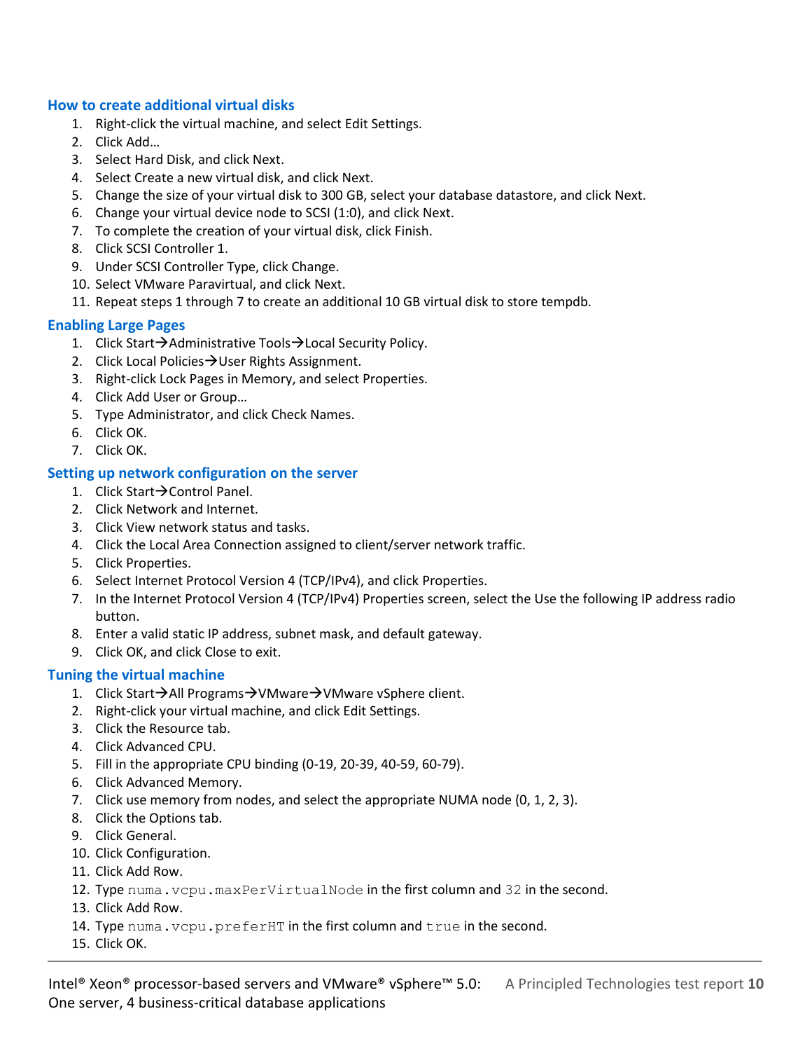### How to create additional virtual disks

1. Right-click the virtual machine, and select Edit Settings.
2. Click Add…
3. Select Hard Disk, and click Next.
4. Select Create a new virtual disk, and click Next.
5. Change the size of your virtual disk to 300 GB, select your database datastore, and click Next.
6. Change your virtual device node to SCSI (1:0), and click Next.
7. To complete the creation of your virtual disk, click Finish.
8. Click SCSI Controller 1.
9. Under SCSI Controller Type, click Change.
10. Select VMware Paravirtual, and click Next.
11. Repeat steps 1 through 7 to create an additional 10 GB virtual disk to store tempdb.

### Enabling Large Pages

1. Click Start→Administrative Tools→Local Security Policy.
2. Click Local Policies→User Rights Assignment.
3. Right-click Lock Pages in Memory, and select Properties.
4. Click Add User or Group…
5. Type Administrator, and click Check Names.
6. Click OK.
7. Click OK.

### Setting up network configuration on the server

1. Click Start→Control Panel.
2. Click Network and Internet.
3. Click View network status and tasks.
4. Click the Local Area Connection assigned to client/server network traffic.
5. Click Properties.
6. Select Internet Protocol Version 4 (TCP/IPv4), and click Properties.
7. In the Internet Protocol Version 4 (TCP/IPv4) Properties screen, select the Use the following IP address radio button.
8. Enter a valid static IP address, subnet mask, and default gateway.
9. Click OK, and click Close to exit.

### Tuning the virtual machine

1. Click Start→All Programs→VMware→VMware vSphere client.
2. Right-click your virtual machine, and click Edit Settings.
3. Click the Resource tab.
4. Click Advanced CPU.
5. Fill in the appropriate CPU binding (0-19, 20-39, 40-59, 60-79).
6. Click Advanced Memory.
7. Click use memory from nodes, and select the appropriate NUMA node (0, 1, 2, 3).
8. Click the Options tab.
9. Click General.
10. Click Configuration.
11. Click Add Row.
12. Type `numa.vcpu.maxPerVirtualNode` in the first column and `32` in the second.
13. Click Add Row.
14. Type `numa.vcpu.preferHT` in the first column and `true` in the second.
15. Click OK.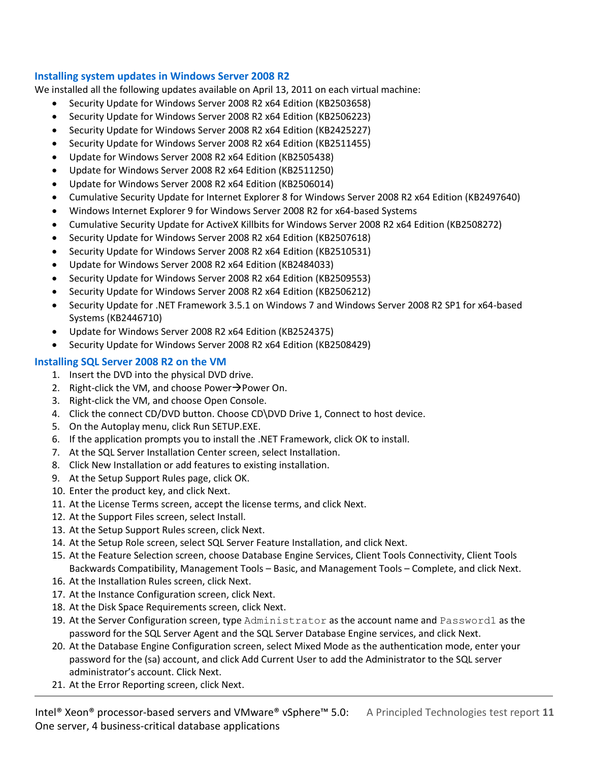### Installing system updates in Windows Server 2008 R2

We installed all the following updates available on April 13, 2011 on each virtual machine:

- Security Update for Windows Server 2008 R2 x64 Edition (KB2503658)
- Security Update for Windows Server 2008 R2 x64 Edition (KB2506223)
- Security Update for Windows Server 2008 R2 x64 Edition (KB2425227)
- Security Update for Windows Server 2008 R2 x64 Edition (KB2511455)
- Update for Windows Server 2008 R2 x64 Edition (KB2505438)
- Update for Windows Server 2008 R2 x64 Edition (KB2511250)
- Update for Windows Server 2008 R2 x64 Edition (KB2506014)
- Cumulative Security Update for Internet Explorer 8 for Windows Server 2008 R2 x64 Edition (KB2497640)
- Windows Internet Explorer 9 for Windows Server 2008 R2 for x64-based Systems
- Cumulative Security Update for ActiveX Killbits for Windows Server 2008 R2 x64 Edition (KB2508272)
- Security Update for Windows Server 2008 R2 x64 Edition (KB2507618)
- Security Update for Windows Server 2008 R2 x64 Edition (KB2510531)
- Update for Windows Server 2008 R2 x64 Edition (KB2484033)
- Security Update for Windows Server 2008 R2 x64 Edition (KB2509553)
- Security Update for Windows Server 2008 R2 x64 Edition (KB2506212)
- Security Update for .NET Framework 3.5.1 on Windows 7 and Windows Server 2008 R2 SP1 for x64-based Systems (KB2446710)
- Update for Windows Server 2008 R2 x64 Edition (KB2524375)
- Security Update for Windows Server 2008 R2 x64 Edition (KB2508429)

### Installing SQL Server 2008 R2 on the VM

1. Insert the DVD into the physical DVD drive.
2. Right-click the VM, and choose Power→Power On.
3. Right-click the VM, and choose Open Console.
4. Click the connect CD/DVD button. Choose CD\DVD Drive 1, Connect to host device.
5. On the Autoplay menu, click Run SETUP.EXE.
6. If the application prompts you to install the .NET Framework, click OK to install.
7. At the SQL Server Installation Center screen, select Installation.
8. Click New Installation or add features to existing installation.
9. At the Setup Support Rules page, click OK.
10. Enter the product key, and click Next.
11. At the License Terms screen, accept the license terms, and click Next.
12. At the Support Files screen, select Install.
13. At the Setup Support Rules screen, click Next.
14. At the Setup Role screen, select SQL Server Feature Installation, and click Next.
15. At the Feature Selection screen, choose Database Engine Services, Client Tools Connectivity, Client Tools Backwards Compatibility, Management Tools – Basic, and Management Tools – Complete, and click Next.
16. At the Installation Rules screen, click Next.
17. At the Instance Configuration screen, click Next.
18. At the Disk Space Requirements screen, click Next.
19. At the Server Configuration screen, type `Administrator` as the account name and `Password1` as the password for the SQL Server Agent and the SQL Server Database Engine services, and click Next.
20. At the Database Engine Configuration screen, select Mixed Mode as the authentication mode, enter your password for the (sa) account, and click Add Current User to add the Administrator to the SQL server administrator's account. Click Next.
21. At the Error Reporting screen, click Next.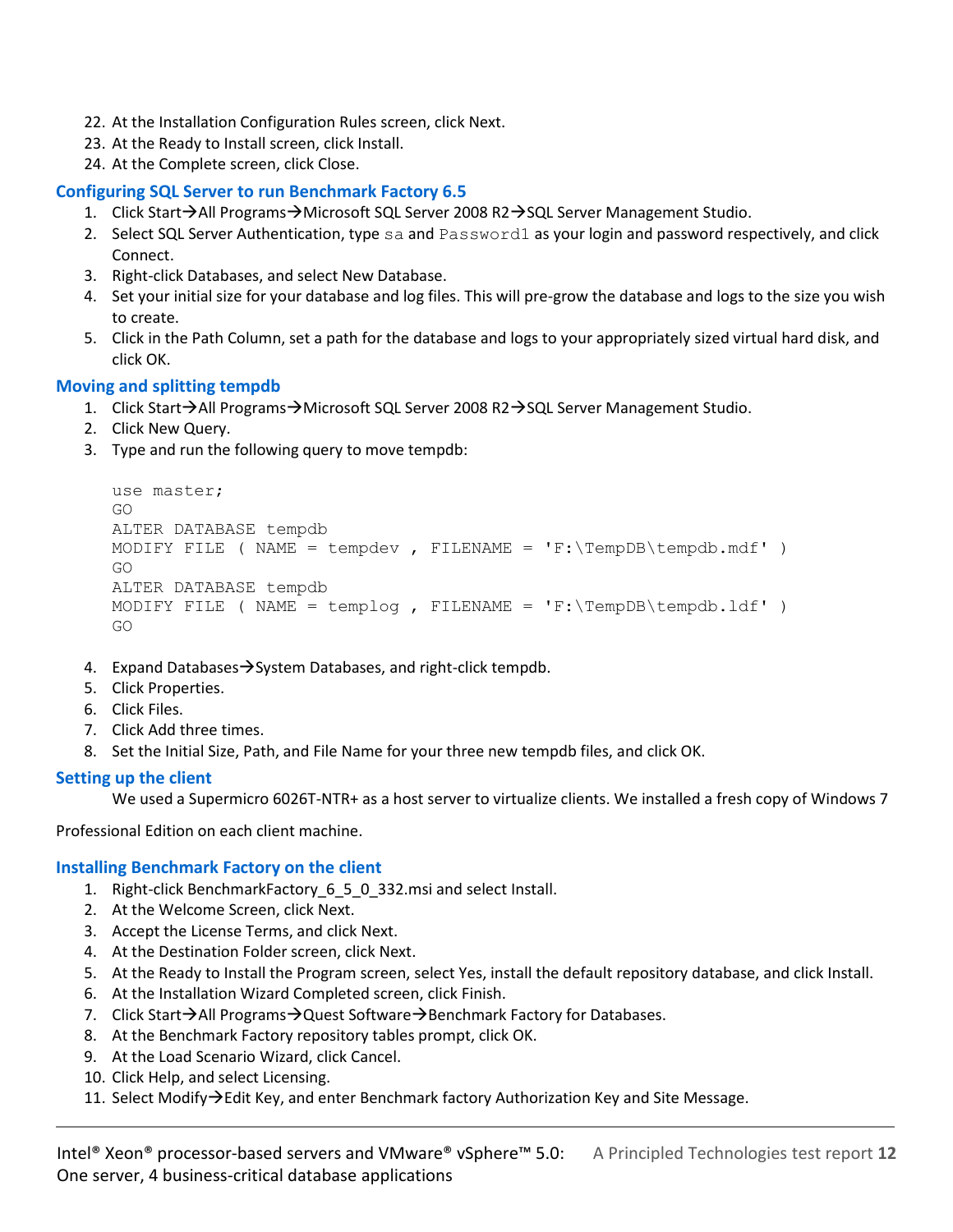22. At the Installation Configuration Rules screen, click Next.
23. At the Ready to Install screen, click Install.
24. At the Complete screen, click Close.

### Configuring SQL Server to run Benchmark Factory 6.5

1. Click Start→All Programs→Microsoft SQL Server 2008 R2→SQL Server Management Studio.
2. Select SQL Server Authentication, type `sa` and `Password1` as your login and password respectively, and click Connect.
3. Right-click Databases, and select New Database.
4. Set your initial size for your database and log files. This will pre-grow the database and logs to the size you wish to create.
5. Click in the Path Column, set a path for the database and logs to your appropriately sized virtual hard disk, and click OK.

### Moving and splitting tempdb

1. Click Start→All Programs→Microsoft SQL Server 2008 R2→SQL Server Management Studio.
2. Click New Query.
3. Type and run the following query to move tempdb:

```
use master;
GO
ALTER DATABASE tempdb
MODIFY FILE ( NAME = tempdev , FILENAME = 'F:\TempDB\tempdb.mdf' )
GO
ALTER DATABASE tempdb
MODIFY FILE ( NAME = templog , FILENAME = 'F:\TempDB\tempdb.ldf' )
GO
```

4. Expand Databases→System Databases, and right-click tempdb.
5. Click Properties.
6. Click Files.
7. Click Add three times.
8. Set the Initial Size, Path, and File Name for your three new tempdb files, and click OK.

### Setting up the client

We used a Supermicro 6026T-NTR+ as a host server to virtualize clients. We installed a fresh copy of Windows 7 Professional Edition on each client machine.

### Installing Benchmark Factory on the client

1. Right-click BenchmarkFactory_6_5_0_332.msi and select Install.
2. At the Welcome Screen, click Next.
3. Accept the License Terms, and click Next.
4. At the Destination Folder screen, click Next.
5. At the Ready to Install the Program screen, select Yes, install the default repository database, and click Install.
6. At the Installation Wizard Completed screen, click Finish.
7. Click Start→All Programs→Quest Software→Benchmark Factory for Databases.
8. At the Benchmark Factory repository tables prompt, click OK.
9. At the Load Scenario Wizard, click Cancel.
10. Click Help, and select Licensing.
11. Select Modify→Edit Key, and enter Benchmark factory Authorization Key and Site Message.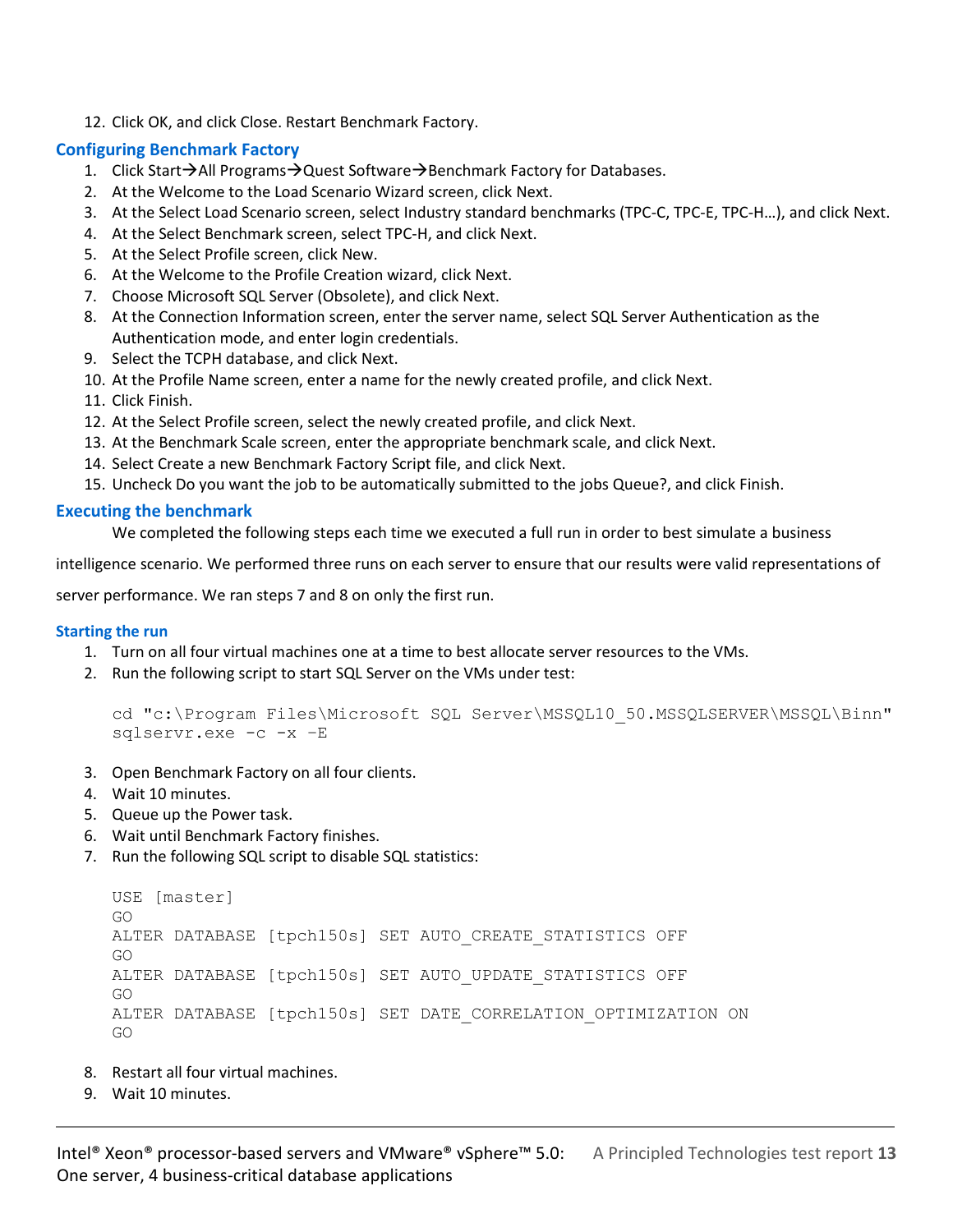12. Click OK, and click Close. Restart Benchmark Factory.

## Configuring Benchmark Factory

1. Click Start→All Programs→Quest Software→Benchmark Factory for Databases.
2. At the Welcome to the Load Scenario Wizard screen, click Next.
3. At the Select Load Scenario screen, select Industry standard benchmarks (TPC-C, TPC-E, TPC-H…), and click Next.
4. At the Select Benchmark screen, select TPC-H, and click Next.
5. At the Select Profile screen, click New.
6. At the Welcome to the Profile Creation wizard, click Next.
7. Choose Microsoft SQL Server (Obsolete), and click Next.
8. At the Connection Information screen, enter the server name, select SQL Server Authentication as the Authentication mode, and enter login credentials.
9. Select the TCPH database, and click Next.
10. At the Profile Name screen, enter a name for the newly created profile, and click Next.
11. Click Finish.
12. At the Select Profile screen, select the newly created profile, and click Next.
13. At the Benchmark Scale screen, enter the appropriate benchmark scale, and click Next.
14. Select Create a new Benchmark Factory Script file, and click Next.
15. Uncheck Do you want the job to be automatically submitted to the jobs Queue?, and click Finish.

## Executing the benchmark

We completed the following steps each time we executed a full run in order to best simulate a business intelligence scenario. We performed three runs on each server to ensure that our results were valid representations of server performance. We ran steps 7 and 8 on only the first run.

### Starting the run

1. Turn on all four virtual machines one at a time to best allocate server resources to the VMs.
2. Run the following script to start SQL Server on the VMs under test:

```
cd "c:\Program Files\Microsoft SQL Server\MSSQL10_50.MSSQLSERVER\MSSQL\Binn"
sqlservr.exe -c -x –E
```

3. Open Benchmark Factory on all four clients.
4. Wait 10 minutes.
5. Queue up the Power task.
6. Wait until Benchmark Factory finishes.
7. Run the following SQL script to disable SQL statistics:

```
USE [master]
GO
ALTER DATABASE [tpch150s] SET AUTO_CREATE_STATISTICS OFF
GO
ALTER DATABASE [tpch150s] SET AUTO_UPDATE_STATISTICS OFF
GO
ALTER DATABASE [tpch150s] SET DATE_CORRELATION_OPTIMIZATION ON
GO
```

8. Restart all four virtual machines.
9. Wait 10 minutes.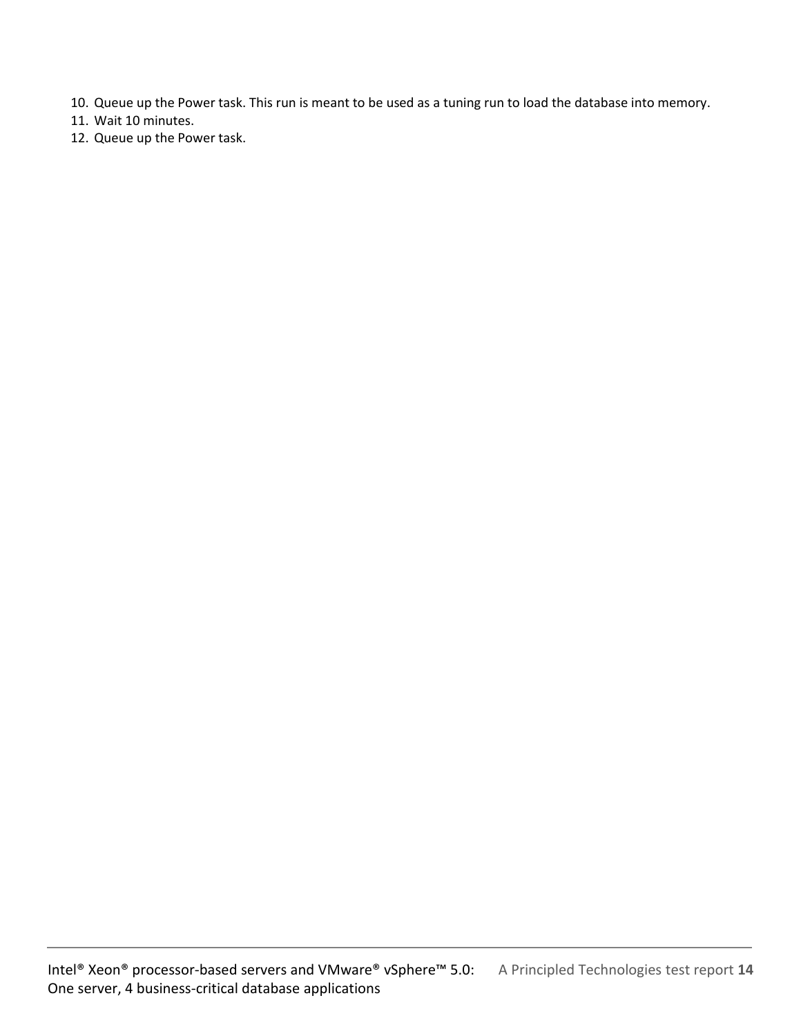10. Queue up the Power task. This run is meant to be used as a tuning run to load the database into memory.
11. Wait 10 minutes.
12. Queue up the Power task.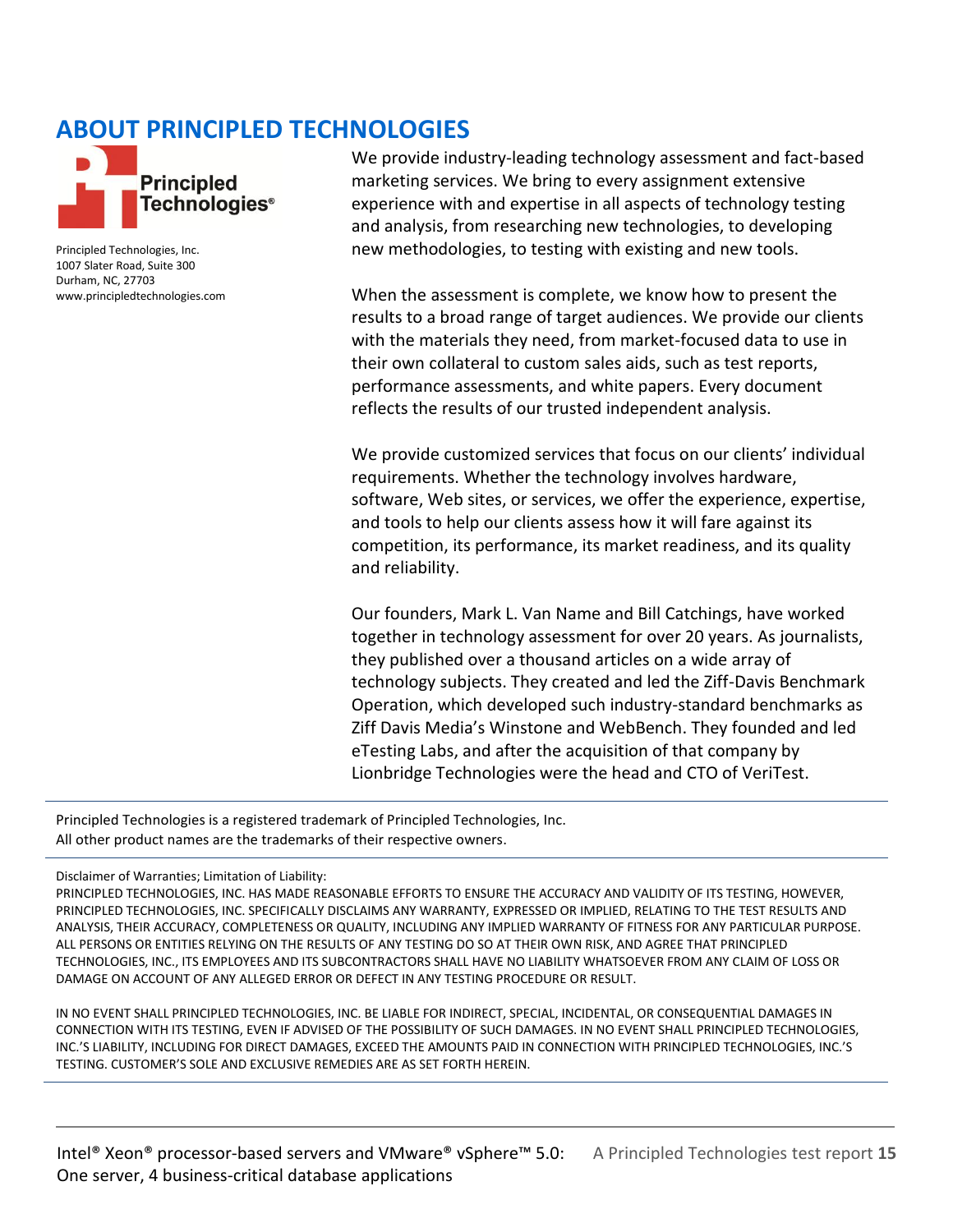## ABOUT PRINCIPLED TECHNOLOGIES

Principled Technologies, Inc.
1007 Slater Road, Suite 300
Durham, NC, 27703
www.principledtechnologies.com

We provide industry-leading technology assessment and fact-based marketing services. We bring to every assignment extensive experience with and expertise in all aspects of technology testing and analysis, from researching new technologies, to developing new methodologies, to testing with existing and new tools.

When the assessment is complete, we know how to present the results to a broad range of target audiences. We provide our clients with the materials they need, from market-focused data to use in their own collateral to custom sales aids, such as test reports, performance assessments, and white papers. Every document reflects the results of our trusted independent analysis.

We provide customized services that focus on our clients' individual requirements. Whether the technology involves hardware, software, Web sites, or services, we offer the experience, expertise, and tools to help our clients assess how it will fare against its competition, its performance, its market readiness, and its quality and reliability.

Our founders, Mark L. Van Name and Bill Catchings, have worked together in technology assessment for over 20 years. As journalists, they published over a thousand articles on a wide array of technology subjects. They created and led the Ziff-Davis Benchmark Operation, which developed such industry-standard benchmarks as Ziff Davis Media's Winstone and WebBench. They founded and led eTesting Labs, and after the acquisition of that company by Lionbridge Technologies were the head and CTO of VeriTest.

Principled Technologies is a registered trademark of Principled Technologies, Inc.
All other product names are the trademarks of their respective owners.

Disclaimer of Warranties; Limitation of Liability:
PRINCIPLED TECHNOLOGIES, INC. HAS MADE REASONABLE EFFORTS TO ENSURE THE ACCURACY AND VALIDITY OF ITS TESTING, HOWEVER, PRINCIPLED TECHNOLOGIES, INC. SPECIFICALLY DISCLAIMS ANY WARRANTY, EXPRESSED OR IMPLIED, RELATING TO THE TEST RESULTS AND ANALYSIS, THEIR ACCURACY, COMPLETENESS OR QUALITY, INCLUDING ANY IMPLIED WARRANTY OF FITNESS FOR ANY PARTICULAR PURPOSE. ALL PERSONS OR ENTITIES RELYING ON THE RESULTS OF ANY TESTING DO SO AT THEIR OWN RISK, AND AGREE THAT PRINCIPLED TECHNOLOGIES, INC., ITS EMPLOYEES AND ITS SUBCONTRACTORS SHALL HAVE NO LIABILITY WHATSOEVER FROM ANY CLAIM OF LOSS OR DAMAGE ON ACCOUNT OF ANY ALLEGED ERROR OR DEFECT IN ANY TESTING PROCEDURE OR RESULT.

IN NO EVENT SHALL PRINCIPLED TECHNOLOGIES, INC. BE LIABLE FOR INDIRECT, SPECIAL, INCIDENTAL, OR CONSEQUENTIAL DAMAGES IN CONNECTION WITH ITS TESTING, EVEN IF ADVISED OF THE POSSIBILITY OF SUCH DAMAGES. IN NO EVENT SHALL PRINCIPLED TECHNOLOGIES, INC.'S LIABILITY, INCLUDING FOR DIRECT DAMAGES, EXCEED THE AMOUNTS PAID IN CONNECTION WITH PRINCIPLED TECHNOLOGIES, INC.'S TESTING. CUSTOMER'S SOLE AND EXCLUSIVE REMEDIES ARE AS SET FORTH HEREIN.